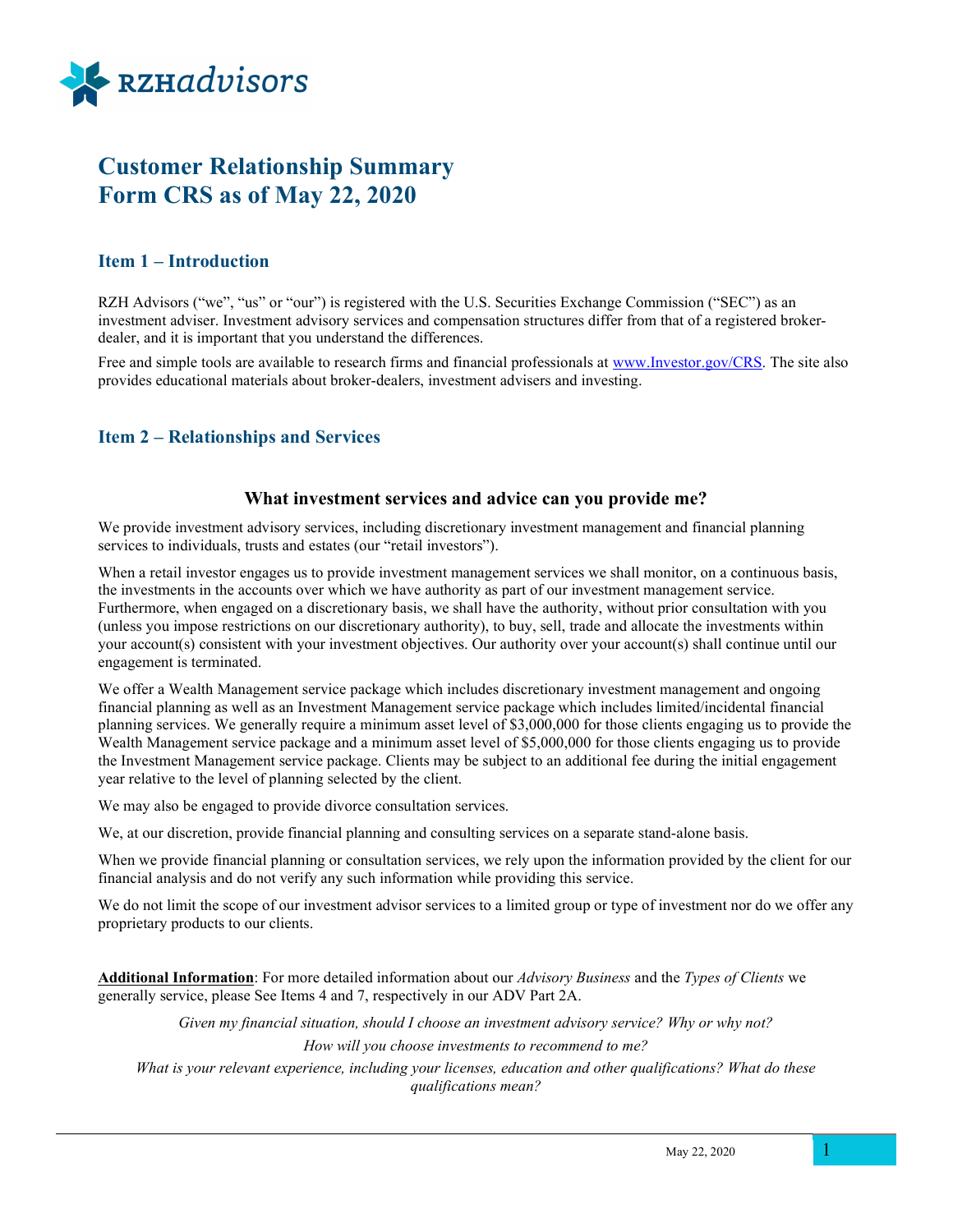RZHadvisors

# Customer Relationship Summary
# Form CRS as of May 22, 2020

## Item 1 – Introduction

RZH Advisors ("we", "us" or "our") is registered with the U.S. Securities Exchange Commission ("SEC") as an investment adviser. Investment advisory services and compensation structures differ from that of a registered broker-dealer, and it is important that you understand the differences.

Free and simple tools are available to research firms and financial professionals at [www.Investor.gov/CRS](http://www.Investor.gov/CRS). The site also provides educational materials about broker-dealers, investment advisers and investing.

## Item 2 – Relationships and Services

### What investment services and advice can you provide me?

We provide investment advisory services, including discretionary investment management and financial planning services to individuals, trusts and estates (our "retail investors").

When a retail investor engages us to provide investment management services we shall monitor, on a continuous basis, the investments in the accounts over which we have authority as part of our investment management service. Furthermore, when engaged on a discretionary basis, we shall have the authority, without prior consultation with you (unless you impose restrictions on our discretionary authority), to buy, sell, trade and allocate the investments within your account(s) consistent with your investment objectives. Our authority over your account(s) shall continue until our engagement is terminated.

We offer a Wealth Management service package which includes discretionary investment management and ongoing financial planning as well as an Investment Management service package which includes limited/incidental financial planning services. We generally require a minimum asset level of $3,000,000 for those clients engaging us to provide the Wealth Management service package and a minimum asset level of $5,000,000 for those clients engaging us to provide the Investment Management service package. Clients may be subject to an additional fee during the initial engagement year relative to the level of planning selected by the client.

We may also be engaged to provide divorce consultation services.

We, at our discretion, provide financial planning and consulting services on a separate stand-alone basis.

When we provide financial planning or consultation services, we rely upon the information provided by the client for our financial analysis and do not verify any such information while providing this service.

We do not limit the scope of our investment advisor services to a limited group or type of investment nor do we offer any proprietary products to our clients.

**Additional Information**: For more detailed information about our *Advisory Business* and the *Types of Clients* we generally service, please See Items 4 and 7, respectively in our ADV Part 2A.

*Given my financial situation, should I choose an investment advisory service? Why or why not?*

*How will you choose investments to recommend to me?*

*What is your relevant experience, including your licenses, education and other qualifications? What do these qualifications mean?*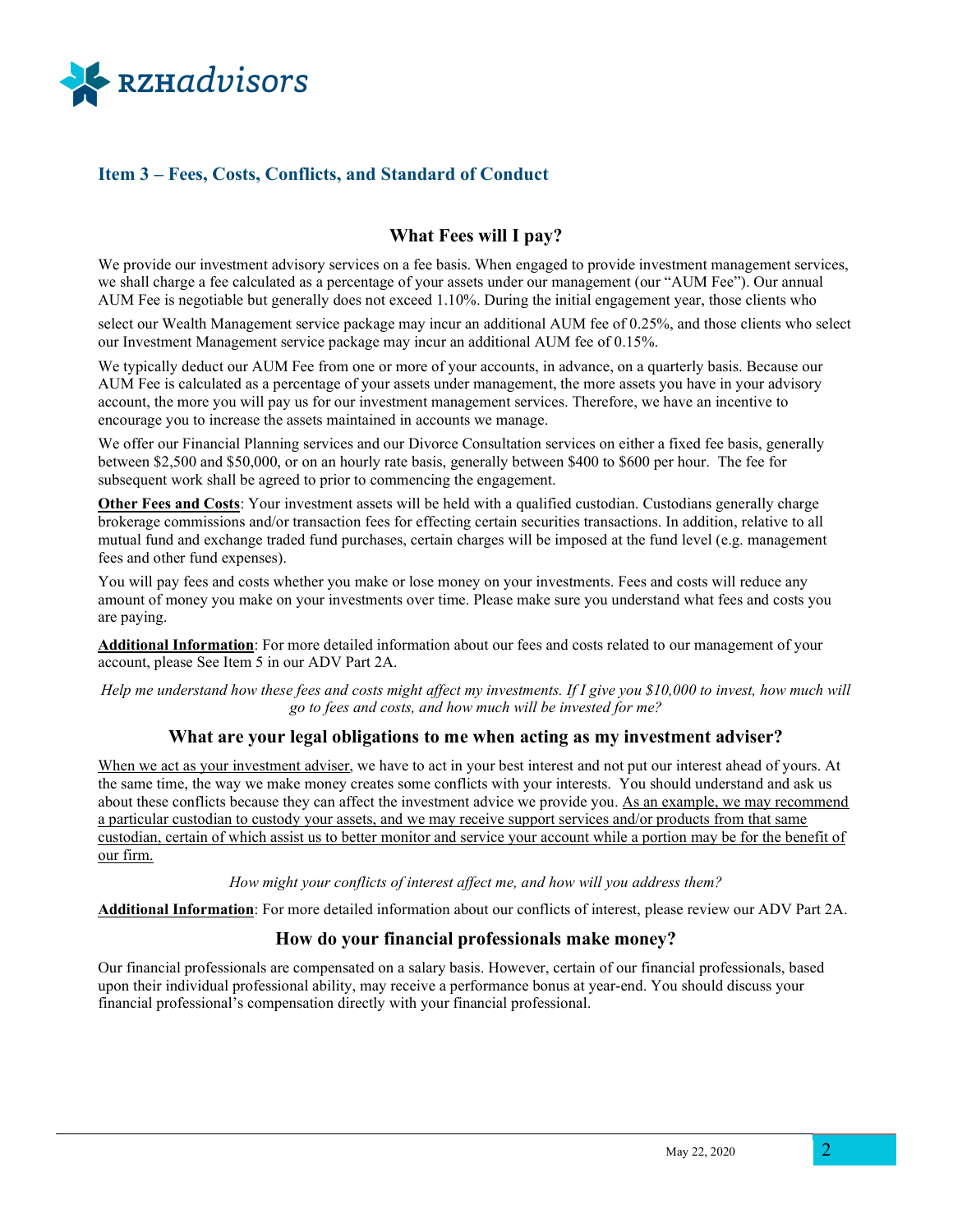## Item 3 – Fees, Costs, Conflicts, and Standard of Conduct

### What Fees will I pay?

We provide our investment advisory services on a fee basis. When engaged to provide investment management services, we shall charge a fee calculated as a percentage of your assets under our management (our "AUM Fee"). Our annual AUM Fee is negotiable but generally does not exceed 1.10%. During the initial engagement year, those clients who select our Wealth Management service package may incur an additional AUM fee of 0.25%, and those clients who select our Investment Management service package may incur an additional AUM fee of 0.15%.

We typically deduct our AUM Fee from one or more of your accounts, in advance, on a quarterly basis. Because our AUM Fee is calculated as a percentage of your assets under management, the more assets you have in your advisory account, the more you will pay us for our investment management services. Therefore, we have an incentive to encourage you to increase the assets maintained in accounts we manage.

We offer our Financial Planning services and our Divorce Consultation services on either a fixed fee basis, generally between $2,500 and $50,000, or on an hourly rate basis, generally between $400 to $600 per hour. The fee for subsequent work shall be agreed to prior to commencing the engagement.

**Other Fees and Costs**: Your investment assets will be held with a qualified custodian. Custodians generally charge brokerage commissions and/or transaction fees for effecting certain securities transactions. In addition, relative to all mutual fund and exchange traded fund purchases, certain charges will be imposed at the fund level (e.g. management fees and other fund expenses).

You will pay fees and costs whether you make or lose money on your investments. Fees and costs will reduce any amount of money you make on your investments over time. Please make sure you understand what fees and costs you are paying.

**Additional Information**: For more detailed information about our fees and costs related to our management of your account, please See Item 5 in our ADV Part 2A.

*Help me understand how these fees and costs might affect my investments. If I give you $10,000 to invest, how much will go to fees and costs, and how much will be invested for me?*

### What are your legal obligations to me when acting as my investment adviser?

When we act as your investment adviser, we have to act in your best interest and not put our interest ahead of yours. At the same time, the way we make money creates some conflicts with your interests. You should understand and ask us about these conflicts because they can affect the investment advice we provide you. As an example, we may recommend a particular custodian to custody your assets, and we may receive support services and/or products from that same custodian, certain of which assist us to better monitor and service your account while a portion may be for the benefit of our firm.

*How might your conflicts of interest affect me, and how will you address them?*

**Additional Information**: For more detailed information about our conflicts of interest, please review our ADV Part 2A.

### How do your financial professionals make money?

Our financial professionals are compensated on a salary basis. However, certain of our financial professionals, based upon their individual professional ability, may receive a performance bonus at year-end. You should discuss your financial professional's compensation directly with your financial professional.

May 22, 2020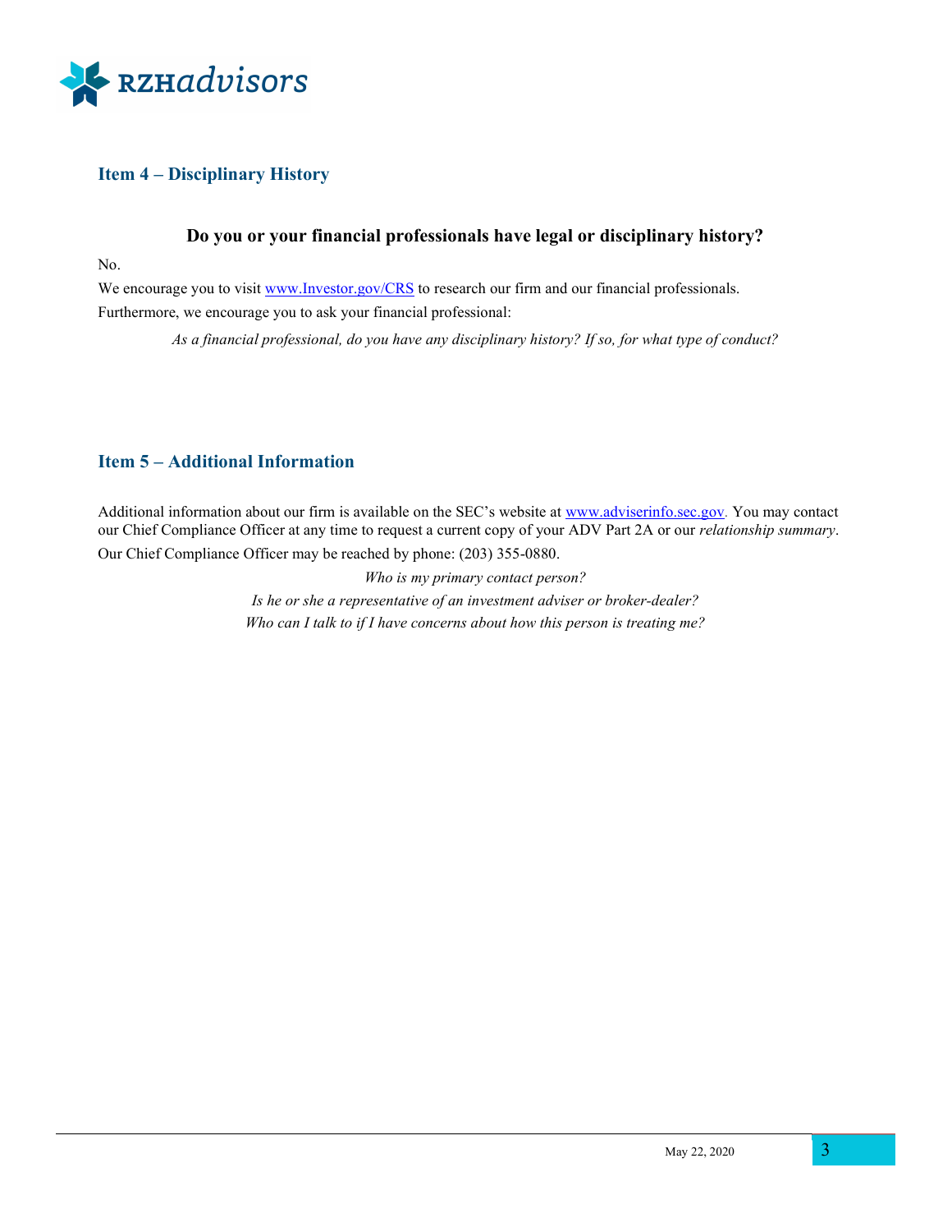## Item 4 – Disciplinary History

### Do you or your financial professionals have legal or disciplinary history?

No.

We encourage you to visit www.Investor.gov/CRS to research our firm and our financial professionals.

Furthermore, we encourage you to ask your financial professional:

*As a financial professional, do you have any disciplinary history? If so, for what type of conduct?*

## Item 5 – Additional Information

Additional information about our firm is available on the SEC's website at www.adviserinfo.sec.gov. You may contact our Chief Compliance Officer at any time to request a current copy of your ADV Part 2A or our *relationship summary*.

Our Chief Compliance Officer may be reached by phone: (203) 355-0880.

*Who is my primary contact person?*

*Is he or she a representative of an investment adviser or broker-dealer?*

*Who can I talk to if I have concerns about how this person is treating me?*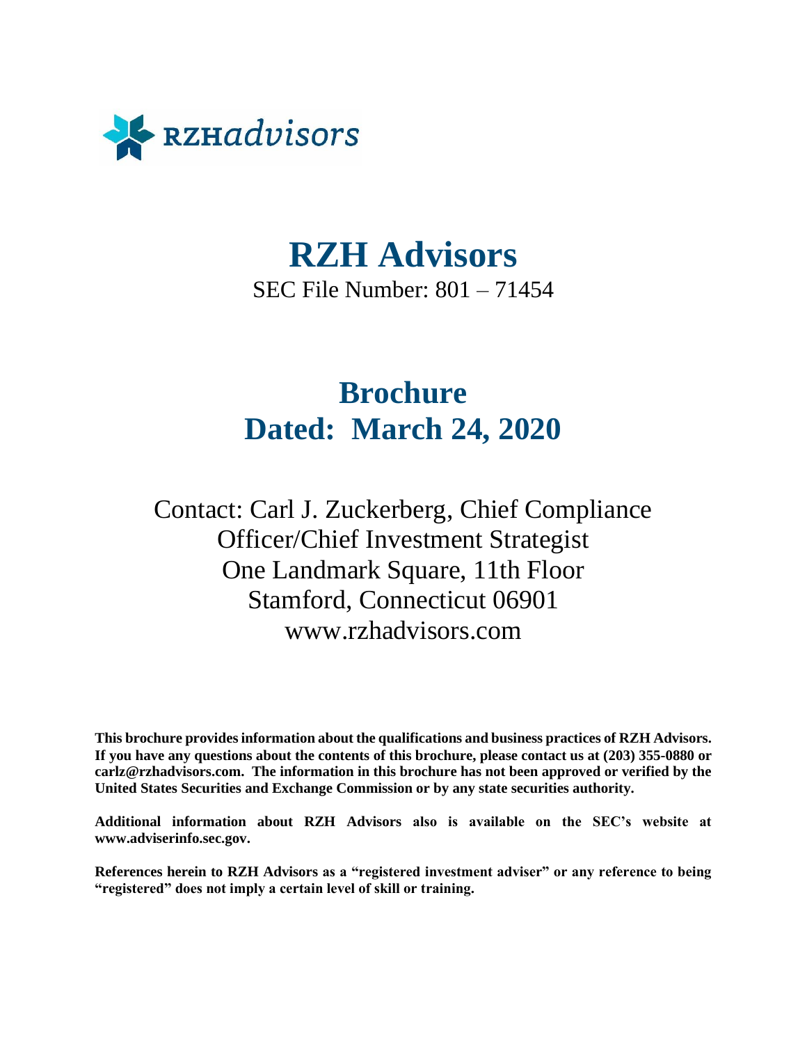rzhadvisors

# RZH Advisors

SEC File Number: 801 – 71454

# Brochure
# Dated: March 24, 2020

Contact: Carl J. Zuckerberg, Chief Compliance Officer/Chief Investment Strategist
One Landmark Square, 11th Floor
Stamford, Connecticut 06901
www.rzhadvisors.com

**This brochure provides information about the qualifications and business practices of RZH Advisors. If you have any questions about the contents of this brochure, please contact us at (203) 355-0880 or carlz@rzhadvisors.com. The information in this brochure has not been approved or verified by the United States Securities and Exchange Commission or by any state securities authority.**

**Additional information about RZH Advisors also is available on the SEC's website at www.adviserinfo.sec.gov.**

**References herein to RZH Advisors as a "registered investment adviser" or any reference to being "registered" does not imply a certain level of skill or training.**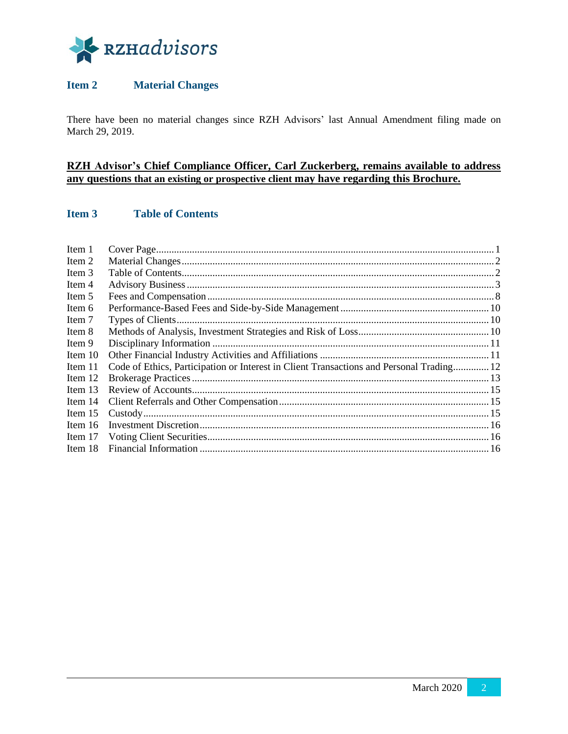## Item 2 Material Changes

There have been no material changes since RZH Advisors' last Annual Amendment filing made on March 29, 2019.

**RZH Advisor's Chief Compliance Officer, Carl Zuckerberg, remains available to address any questions that an existing or prospective client may have regarding this Brochure.**

## Item 3 Table of Contents

| | | |
|---|---|---|
| Item 1 | Cover Page | 1 |
| Item 2 | Material Changes | 2 |
| Item 3 | Table of Contents | 2 |
| Item 4 | Advisory Business | 3 |
| Item 5 | Fees and Compensation | 8 |
| Item 6 | Performance-Based Fees and Side-by-Side Management | 10 |
| Item 7 | Types of Clients | 10 |
| Item 8 | Methods of Analysis, Investment Strategies and Risk of Loss | 10 |
| Item 9 | Disciplinary Information | 11 |
| Item 10 | Other Financial Industry Activities and Affiliations | 11 |
| Item 11 | Code of Ethics, Participation or Interest in Client Transactions and Personal Trading | 12 |
| Item 12 | Brokerage Practices | 13 |
| Item 13 | Review of Accounts | 15 |
| Item 14 | Client Referrals and Other Compensation | 15 |
| Item 15 | Custody | 15 |
| Item 16 | Investment Discretion | 16 |
| Item 17 | Voting Client Securities | 16 |
| Item 18 | Financial Information | 16 |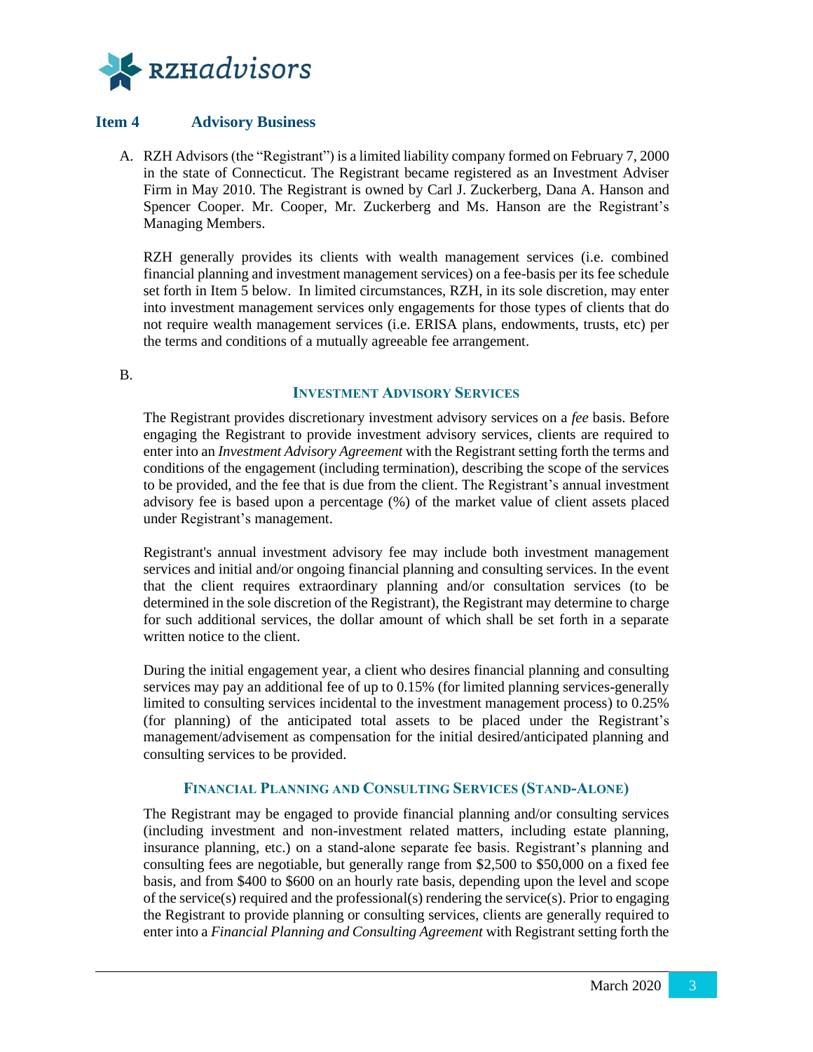## Item 4 Advisory Business

A. RZH Advisors (the "Registrant") is a limited liability company formed on February 7, 2000 in the state of Connecticut. The Registrant became registered as an Investment Adviser Firm in May 2010. The Registrant is owned by Carl J. Zuckerberg, Dana A. Hanson and Spencer Cooper. Mr. Cooper, Mr. Zuckerberg and Ms. Hanson are the Registrant's Managing Members.

RZH generally provides its clients with wealth management services (i.e. combined financial planning and investment management services) on a fee-basis per its fee schedule set forth in Item 5 below. In limited circumstances, RZH, in its sole discretion, may enter into investment management services only engagements for those types of clients that do not require wealth management services (i.e. ERISA plans, endowments, trusts, etc) per the terms and conditions of a mutually agreeable fee arrangement.

B.

### INVESTMENT ADVISORY SERVICES

The Registrant provides discretionary investment advisory services on a *fee* basis. Before engaging the Registrant to provide investment advisory services, clients are required to enter into an *Investment Advisory Agreement* with the Registrant setting forth the terms and conditions of the engagement (including termination), describing the scope of the services to be provided, and the fee that is due from the client. The Registrant's annual investment advisory fee is based upon a percentage (%) of the market value of client assets placed under Registrant's management.

Registrant's annual investment advisory fee may include both investment management services and initial and/or ongoing financial planning and consulting services. In the event that the client requires extraordinary planning and/or consultation services (to be determined in the sole discretion of the Registrant), the Registrant may determine to charge for such additional services, the dollar amount of which shall be set forth in a separate written notice to the client.

During the initial engagement year, a client who desires financial planning and consulting services may pay an additional fee of up to 0.15% (for limited planning services-generally limited to consulting services incidental to the investment management process) to 0.25% (for planning) of the anticipated total assets to be placed under the Registrant's management/advisement as compensation for the initial desired/anticipated planning and consulting services to be provided.

### FINANCIAL PLANNING AND CONSULTING SERVICES (STAND-ALONE)

The Registrant may be engaged to provide financial planning and/or consulting services (including investment and non-investment related matters, including estate planning, insurance planning, etc.) on a stand-alone separate fee basis. Registrant's planning and consulting fees are negotiable, but generally range from $2,500 to $50,000 on a fixed fee basis, and from $400 to $600 on an hourly rate basis, depending upon the level and scope of the service(s) required and the professional(s) rendering the service(s). Prior to engaging the Registrant to provide planning or consulting services, clients are generally required to enter into a *Financial Planning and Consulting Agreement* with Registrant setting forth the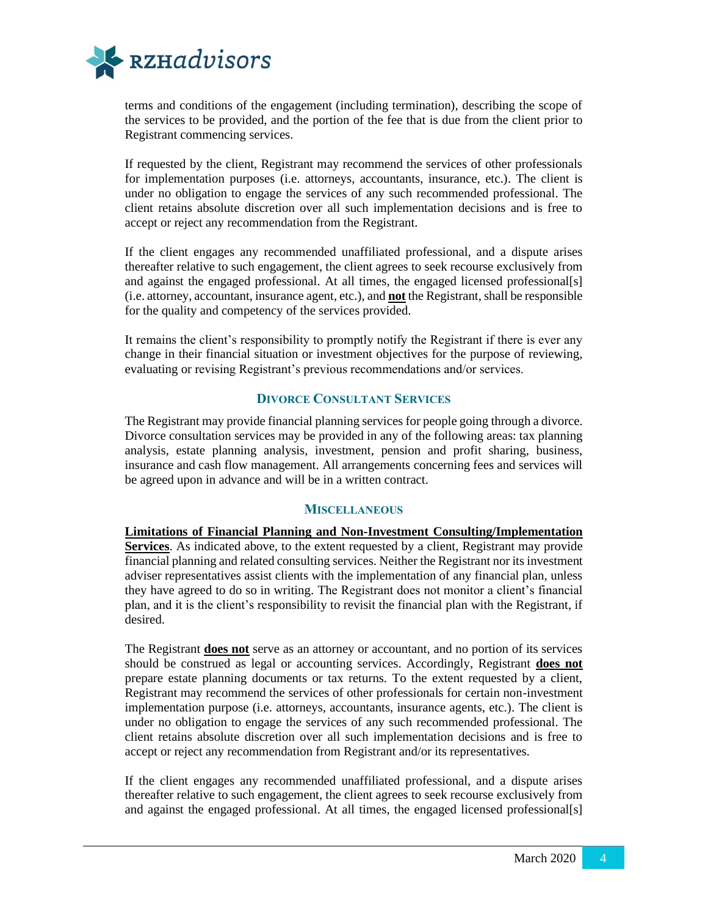terms and conditions of the engagement (including termination), describing the scope of the services to be provided, and the portion of the fee that is due from the client prior to Registrant commencing services.

If requested by the client, Registrant may recommend the services of other professionals for implementation purposes (i.e. attorneys, accountants, insurance, etc.). The client is under no obligation to engage the services of any such recommended professional. The client retains absolute discretion over all such implementation decisions and is free to accept or reject any recommendation from the Registrant.

If the client engages any recommended unaffiliated professional, and a dispute arises thereafter relative to such engagement, the client agrees to seek recourse exclusively from and against the engaged professional. At all times, the engaged licensed professional[s] (i.e. attorney, accountant, insurance agent, etc.), and **not** the Registrant, shall be responsible for the quality and competency of the services provided.

It remains the client's responsibility to promptly notify the Registrant if there is ever any change in their financial situation or investment objectives for the purpose of reviewing, evaluating or revising Registrant's previous recommendations and/or services.

### Divorce Consultant Services

The Registrant may provide financial planning services for people going through a divorce. Divorce consultation services may be provided in any of the following areas: tax planning analysis, estate planning analysis, investment, pension and profit sharing, business, insurance and cash flow management. All arrangements concerning fees and services will be agreed upon in advance and will be in a written contract.

### Miscellaneous

**Limitations of Financial Planning and Non-Investment Consulting/Implementation Services**. As indicated above, to the extent requested by a client, Registrant may provide financial planning and related consulting services. Neither the Registrant nor its investment adviser representatives assist clients with the implementation of any financial plan, unless they have agreed to do so in writing. The Registrant does not monitor a client's financial plan, and it is the client's responsibility to revisit the financial plan with the Registrant, if desired.

The Registrant **does not** serve as an attorney or accountant, and no portion of its services should be construed as legal or accounting services. Accordingly, Registrant **does not** prepare estate planning documents or tax returns. To the extent requested by a client, Registrant may recommend the services of other professionals for certain non-investment implementation purpose (i.e. attorneys, accountants, insurance agents, etc.). The client is under no obligation to engage the services of any such recommended professional. The client retains absolute discretion over all such implementation decisions and is free to accept or reject any recommendation from Registrant and/or its representatives.

If the client engages any recommended unaffiliated professional, and a dispute arises thereafter relative to such engagement, the client agrees to seek recourse exclusively from and against the engaged professional. At all times, the engaged licensed professional[s]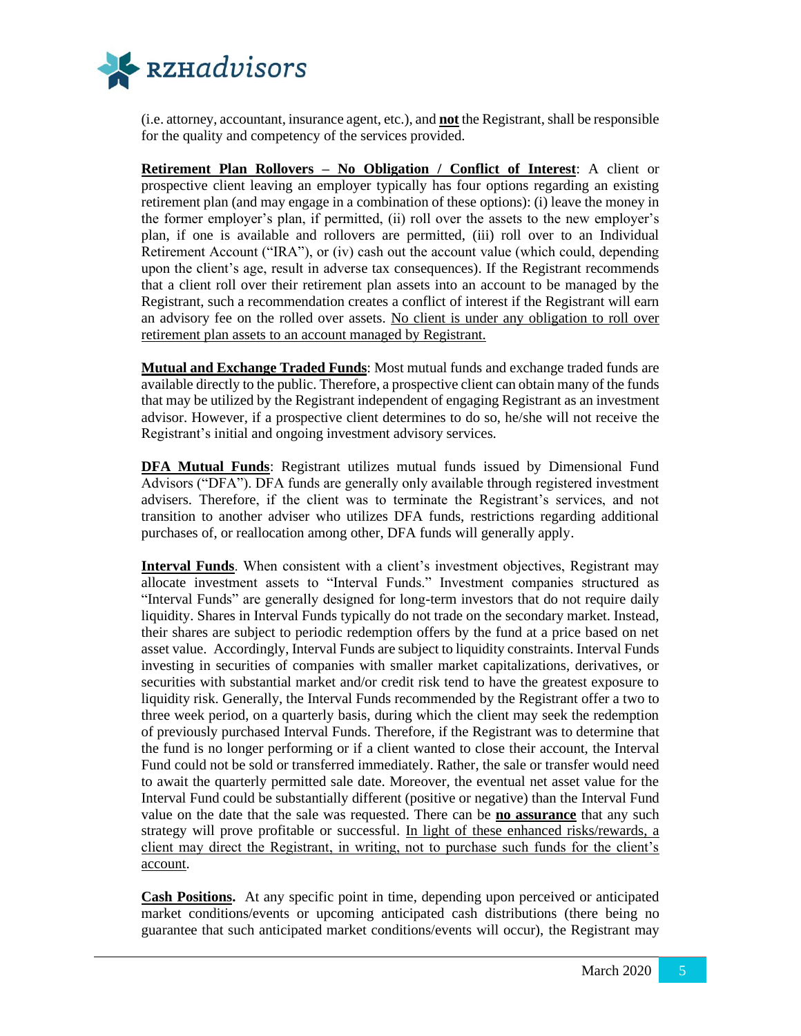(i.e. attorney, accountant, insurance agent, etc.), and **not** the Registrant, shall be responsible for the quality and competency of the services provided.

**Retirement Plan Rollovers – No Obligation / Conflict of Interest**: A client or prospective client leaving an employer typically has four options regarding an existing retirement plan (and may engage in a combination of these options): (i) leave the money in the former employer's plan, if permitted, (ii) roll over the assets to the new employer's plan, if one is available and rollovers are permitted, (iii) roll over to an Individual Retirement Account ("IRA"), or (iv) cash out the account value (which could, depending upon the client's age, result in adverse tax consequences). If the Registrant recommends that a client roll over their retirement plan assets into an account to be managed by the Registrant, such a recommendation creates a conflict of interest if the Registrant will earn an advisory fee on the rolled over assets. No client is under any obligation to roll over retirement plan assets to an account managed by Registrant.

**Mutual and Exchange Traded Funds**: Most mutual funds and exchange traded funds are available directly to the public. Therefore, a prospective client can obtain many of the funds that may be utilized by the Registrant independent of engaging Registrant as an investment advisor. However, if a prospective client determines to do so, he/she will not receive the Registrant's initial and ongoing investment advisory services.

**DFA Mutual Funds**: Registrant utilizes mutual funds issued by Dimensional Fund Advisors ("DFA"). DFA funds are generally only available through registered investment advisers. Therefore, if the client was to terminate the Registrant's services, and not transition to another adviser who utilizes DFA funds, restrictions regarding additional purchases of, or reallocation among other, DFA funds will generally apply.

**Interval Funds**. When consistent with a client's investment objectives, Registrant may allocate investment assets to "Interval Funds." Investment companies structured as "Interval Funds" are generally designed for long-term investors that do not require daily liquidity. Shares in Interval Funds typically do not trade on the secondary market. Instead, their shares are subject to periodic redemption offers by the fund at a price based on net asset value. Accordingly, Interval Funds are subject to liquidity constraints. Interval Funds investing in securities of companies with smaller market capitalizations, derivatives, or securities with substantial market and/or credit risk tend to have the greatest exposure to liquidity risk. Generally, the Interval Funds recommended by the Registrant offer a two to three week period, on a quarterly basis, during which the client may seek the redemption of previously purchased Interval Funds. Therefore, if the Registrant was to determine that the fund is no longer performing or if a client wanted to close their account, the Interval Fund could not be sold or transferred immediately. Rather, the sale or transfer would need to await the quarterly permitted sale date. Moreover, the eventual net asset value for the Interval Fund could be substantially different (positive or negative) than the Interval Fund value on the date that the sale was requested. There can be **no assurance** that any such strategy will prove profitable or successful. In light of these enhanced risks/rewards, a client may direct the Registrant, in writing, not to purchase such funds for the client's account.

**Cash Positions.** At any specific point in time, depending upon perceived or anticipated market conditions/events or upcoming anticipated cash distributions (there being no guarantee that such anticipated market conditions/events will occur), the Registrant may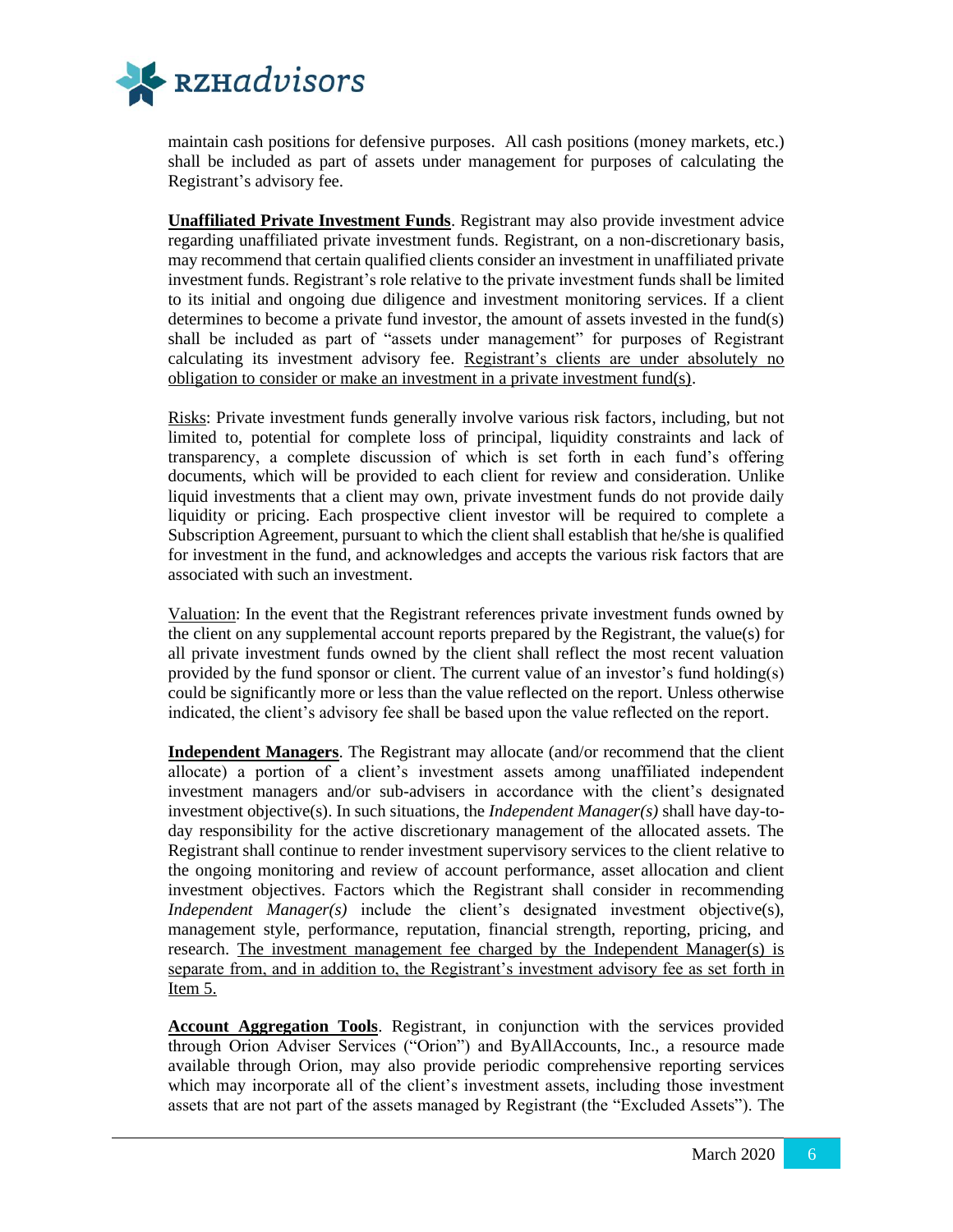maintain cash positions for defensive purposes. All cash positions (money markets, etc.) shall be included as part of assets under management for purposes of calculating the Registrant's advisory fee.

**Unaffiliated Private Investment Funds**. Registrant may also provide investment advice regarding unaffiliated private investment funds. Registrant, on a non-discretionary basis, may recommend that certain qualified clients consider an investment in unaffiliated private investment funds. Registrant's role relative to the private investment funds shall be limited to its initial and ongoing due diligence and investment monitoring services. If a client determines to become a private fund investor, the amount of assets invested in the fund(s) shall be included as part of "assets under management" for purposes of Registrant calculating its investment advisory fee. Registrant's clients are under absolutely no obligation to consider or make an investment in a private investment fund(s).

Risks: Private investment funds generally involve various risk factors, including, but not limited to, potential for complete loss of principal, liquidity constraints and lack of transparency, a complete discussion of which is set forth in each fund's offering documents, which will be provided to each client for review and consideration. Unlike liquid investments that a client may own, private investment funds do not provide daily liquidity or pricing. Each prospective client investor will be required to complete a Subscription Agreement, pursuant to which the client shall establish that he/she is qualified for investment in the fund, and acknowledges and accepts the various risk factors that are associated with such an investment.

Valuation: In the event that the Registrant references private investment funds owned by the client on any supplemental account reports prepared by the Registrant, the value(s) for all private investment funds owned by the client shall reflect the most recent valuation provided by the fund sponsor or client. The current value of an investor's fund holding(s) could be significantly more or less than the value reflected on the report. Unless otherwise indicated, the client's advisory fee shall be based upon the value reflected on the report.

**Independent Managers**. The Registrant may allocate (and/or recommend that the client allocate) a portion of a client's investment assets among unaffiliated independent investment managers and/or sub-advisers in accordance with the client's designated investment objective(s). In such situations, the *Independent Manager(s)* shall have day-to-day responsibility for the active discretionary management of the allocated assets. The Registrant shall continue to render investment supervisory services to the client relative to the ongoing monitoring and review of account performance, asset allocation and client investment objectives. Factors which the Registrant shall consider in recommending *Independent Manager(s)* include the client's designated investment objective(s), management style, performance, reputation, financial strength, reporting, pricing, and research. The investment management fee charged by the Independent Manager(s) is separate from, and in addition to, the Registrant's investment advisory fee as set forth in Item 5.

**Account Aggregation Tools**. Registrant, in conjunction with the services provided through Orion Adviser Services ("Orion") and ByAllAccounts, Inc., a resource made available through Orion, may also provide periodic comprehensive reporting services which may incorporate all of the client's investment assets, including those investment assets that are not part of the assets managed by Registrant (the "Excluded Assets"). The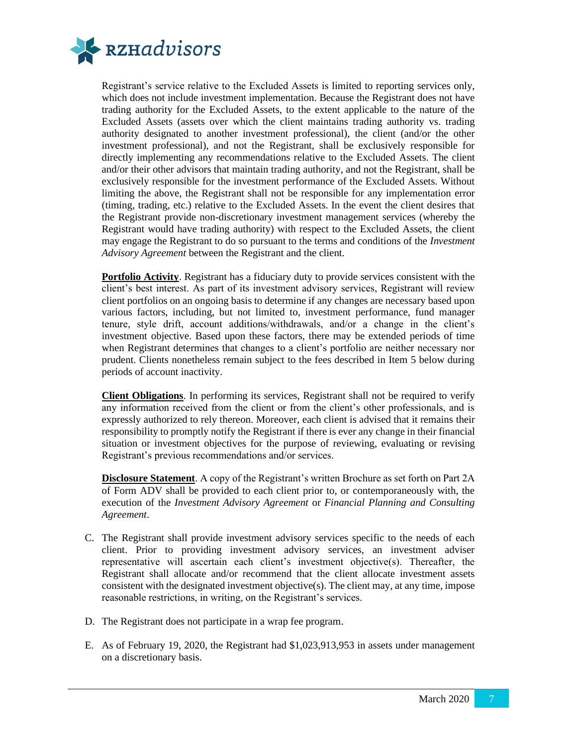Registrant's service relative to the Excluded Assets is limited to reporting services only, which does not include investment implementation. Because the Registrant does not have trading authority for the Excluded Assets, to the extent applicable to the nature of the Excluded Assets (assets over which the client maintains trading authority vs. trading authority designated to another investment professional), the client (and/or the other investment professional), and not the Registrant, shall be exclusively responsible for directly implementing any recommendations relative to the Excluded Assets. The client and/or their other advisors that maintain trading authority, and not the Registrant, shall be exclusively responsible for the investment performance of the Excluded Assets. Without limiting the above, the Registrant shall not be responsible for any implementation error (timing, trading, etc.) relative to the Excluded Assets. In the event the client desires that the Registrant provide non-discretionary investment management services (whereby the Registrant would have trading authority) with respect to the Excluded Assets, the client may engage the Registrant to do so pursuant to the terms and conditions of the *Investment Advisory Agreement* between the Registrant and the client.

**Portfolio Activity**. Registrant has a fiduciary duty to provide services consistent with the client's best interest. As part of its investment advisory services, Registrant will review client portfolios on an ongoing basis to determine if any changes are necessary based upon various factors, including, but not limited to, investment performance, fund manager tenure, style drift, account additions/withdrawals, and/or a change in the client's investment objective. Based upon these factors, there may be extended periods of time when Registrant determines that changes to a client's portfolio are neither necessary nor prudent. Clients nonetheless remain subject to the fees described in Item 5 below during periods of account inactivity.

**Client Obligations**. In performing its services, Registrant shall not be required to verify any information received from the client or from the client's other professionals, and is expressly authorized to rely thereon. Moreover, each client is advised that it remains their responsibility to promptly notify the Registrant if there is ever any change in their financial situation or investment objectives for the purpose of reviewing, evaluating or revising Registrant's previous recommendations and/or services.

**Disclosure Statement**. A copy of the Registrant's written Brochure as set forth on Part 2A of Form ADV shall be provided to each client prior to, or contemporaneously with, the execution of the *Investment Advisory Agreement* or *Financial Planning and Consulting Agreement*.

C. The Registrant shall provide investment advisory services specific to the needs of each client. Prior to providing investment advisory services, an investment adviser representative will ascertain each client's investment objective(s). Thereafter, the Registrant shall allocate and/or recommend that the client allocate investment assets consistent with the designated investment objective(s). The client may, at any time, impose reasonable restrictions, in writing, on the Registrant's services.

D. The Registrant does not participate in a wrap fee program.

E. As of February 19, 2020, the Registrant had $1,023,913,953 in assets under management on a discretionary basis.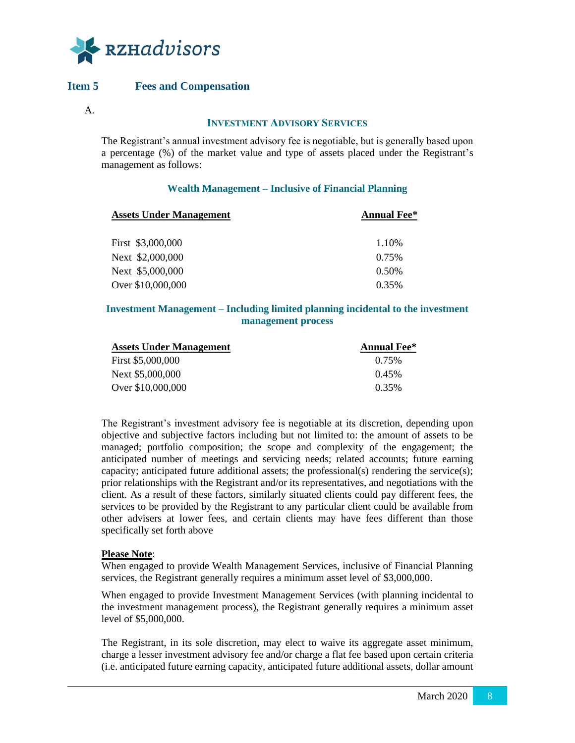## Item 5 Fees and Compensation

A.

### INVESTMENT ADVISORY SERVICES

The Registrant's annual investment advisory fee is negotiable, but is generally based upon a percentage (%) of the market value and type of assets placed under the Registrant's management as follows:

**Wealth Management – Inclusive of Financial Planning**

| Assets Under Management | Annual Fee* |
|---|---|
| First $3,000,000 | 1.10% |
| Next $2,000,000 | 0.75% |
| Next $5,000,000 | 0.50% |
| Over $10,000,000 | 0.35% |

**Investment Management – Including limited planning incidental to the investment management process**

| Assets Under Management | Annual Fee* |
|---|---|
| First $5,000,000 | 0.75% |
| Next $5,000,000 | 0.45% |
| Over $10,000,000 | 0.35% |

The Registrant's investment advisory fee is negotiable at its discretion, depending upon objective and subjective factors including but not limited to: the amount of assets to be managed; portfolio composition; the scope and complexity of the engagement; the anticipated number of meetings and servicing needs; related accounts; future earning capacity; anticipated future additional assets; the professional(s) rendering the service(s); prior relationships with the Registrant and/or its representatives, and negotiations with the client. As a result of these factors, similarly situated clients could pay different fees, the services to be provided by the Registrant to any particular client could be available from other advisers at lower fees, and certain clients may have fees different than those specifically set forth above

**Please Note**:
When engaged to provide Wealth Management Services, inclusive of Financial Planning services, the Registrant generally requires a minimum asset level of $3,000,000.

When engaged to provide Investment Management Services (with planning incidental to the investment management process), the Registrant generally requires a minimum asset level of $5,000,000.

The Registrant, in its sole discretion, may elect to waive its aggregate asset minimum, charge a lesser investment advisory fee and/or charge a flat fee based upon certain criteria (i.e. anticipated future earning capacity, anticipated future additional assets, dollar amount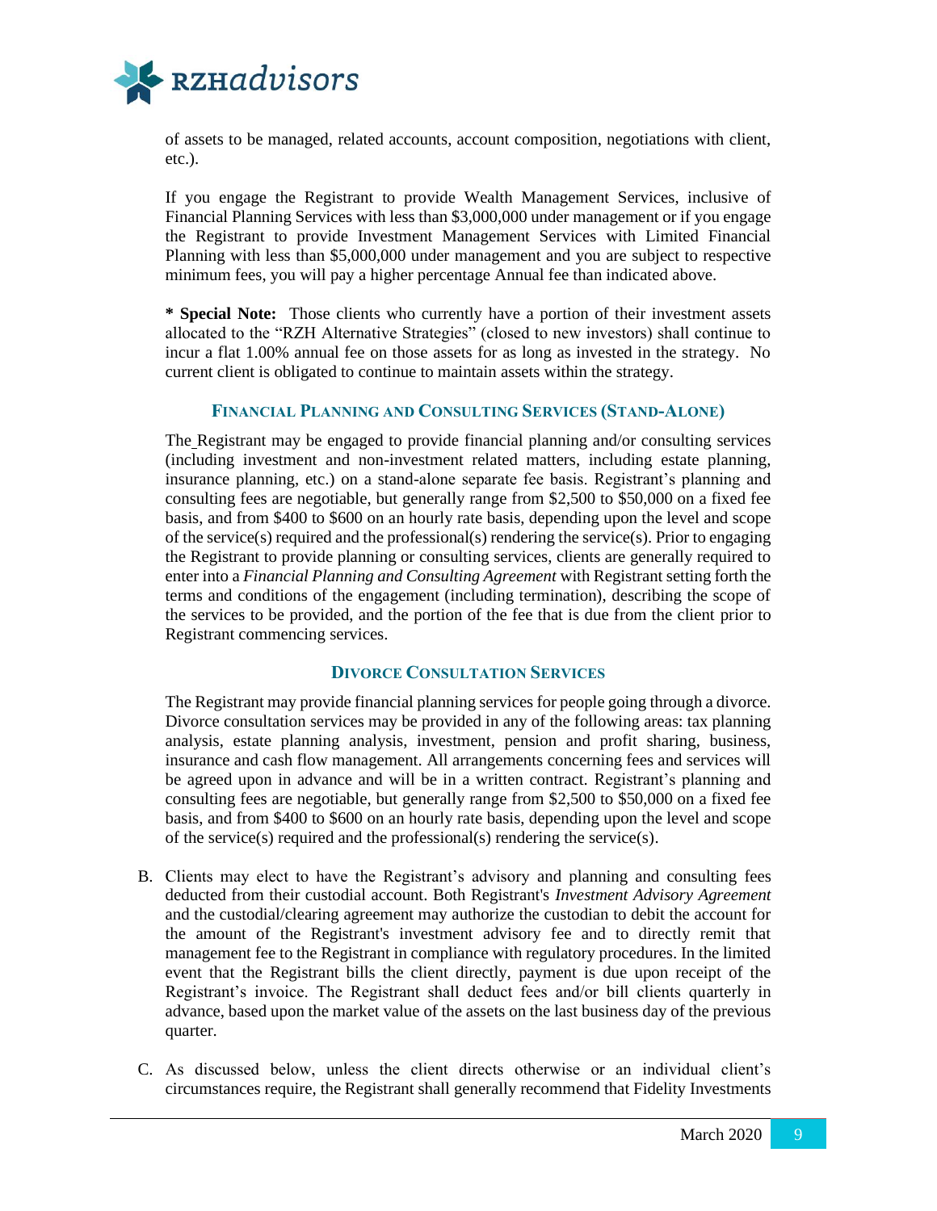of assets to be managed, related accounts, account composition, negotiations with client, etc.).

If you engage the Registrant to provide Wealth Management Services, inclusive of Financial Planning Services with less than $3,000,000 under management or if you engage the Registrant to provide Investment Management Services with Limited Financial Planning with less than $5,000,000 under management and you are subject to respective minimum fees, you will pay a higher percentage Annual fee than indicated above.

**\* Special Note:** Those clients who currently have a portion of their investment assets allocated to the "RZH Alternative Strategies" (closed to new investors) shall continue to incur a flat 1.00% annual fee on those assets for as long as invested in the strategy. No current client is obligated to continue to maintain assets within the strategy.

### FINANCIAL PLANNING AND CONSULTING SERVICES (STAND-ALONE)

The Registrant may be engaged to provide financial planning and/or consulting services (including investment and non-investment related matters, including estate planning, insurance planning, etc.) on a stand-alone separate fee basis. Registrant's planning and consulting fees are negotiable, but generally range from $2,500 to $50,000 on a fixed fee basis, and from $400 to $600 on an hourly rate basis, depending upon the level and scope of the service(s) required and the professional(s) rendering the service(s). Prior to engaging the Registrant to provide planning or consulting services, clients are generally required to enter into a *Financial Planning and Consulting Agreement* with Registrant setting forth the terms and conditions of the engagement (including termination), describing the scope of the services to be provided, and the portion of the fee that is due from the client prior to Registrant commencing services.

### DIVORCE CONSULTATION SERVICES

The Registrant may provide financial planning services for people going through a divorce. Divorce consultation services may be provided in any of the following areas: tax planning analysis, estate planning analysis, investment, pension and profit sharing, business, insurance and cash flow management. All arrangements concerning fees and services will be agreed upon in advance and will be in a written contract. Registrant's planning and consulting fees are negotiable, but generally range from $2,500 to $50,000 on a fixed fee basis, and from $400 to $600 on an hourly rate basis, depending upon the level and scope of the service(s) required and the professional(s) rendering the service(s).

B. Clients may elect to have the Registrant's advisory and planning and consulting fees deducted from their custodial account. Both Registrant's *Investment Advisory Agreement* and the custodial/clearing agreement may authorize the custodian to debit the account for the amount of the Registrant's investment advisory fee and to directly remit that management fee to the Registrant in compliance with regulatory procedures. In the limited event that the Registrant bills the client directly, payment is due upon receipt of the Registrant's invoice. The Registrant shall deduct fees and/or bill clients quarterly in advance, based upon the market value of the assets on the last business day of the previous quarter.

C. As discussed below, unless the client directs otherwise or an individual client's circumstances require, the Registrant shall generally recommend that Fidelity Investments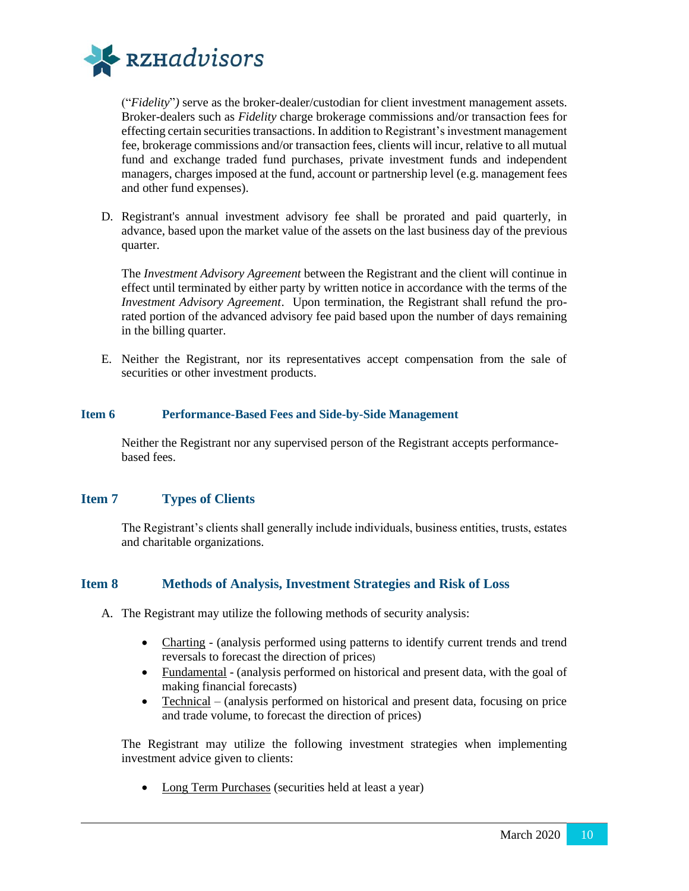("*Fidelity*") serve as the broker-dealer/custodian for client investment management assets. Broker-dealers such as *Fidelity* charge brokerage commissions and/or transaction fees for effecting certain securities transactions. In addition to Registrant's investment management fee, brokerage commissions and/or transaction fees, clients will incur, relative to all mutual fund and exchange traded fund purchases, private investment funds and independent managers, charges imposed at the fund, account or partnership level (e.g. management fees and other fund expenses).

D. Registrant's annual investment advisory fee shall be prorated and paid quarterly, in advance, based upon the market value of the assets on the last business day of the previous quarter.

   The *Investment Advisory Agreement* between the Registrant and the client will continue in effect until terminated by either party by written notice in accordance with the terms of the *Investment Advisory Agreement*. Upon termination, the Registrant shall refund the pro-rated portion of the advanced advisory fee paid based upon the number of days remaining in the billing quarter.

E. Neither the Registrant, nor its representatives accept compensation from the sale of securities or other investment products.

## Item 6 Performance-Based Fees and Side-by-Side Management

Neither the Registrant nor any supervised person of the Registrant accepts performance-based fees.

## Item 7 Types of Clients

The Registrant's clients shall generally include individuals, business entities, trusts, estates and charitable organizations.

## Item 8 Methods of Analysis, Investment Strategies and Risk of Loss

A. The Registrant may utilize the following methods of security analysis:

   - Charting - (analysis performed using patterns to identify current trends and trend reversals to forecast the direction of prices)
   - Fundamental - (analysis performed on historical and present data, with the goal of making financial forecasts)
   - Technical – (analysis performed on historical and present data, focusing on price and trade volume, to forecast the direction of prices)

   The Registrant may utilize the following investment strategies when implementing investment advice given to clients:

   - Long Term Purchases (securities held at least a year)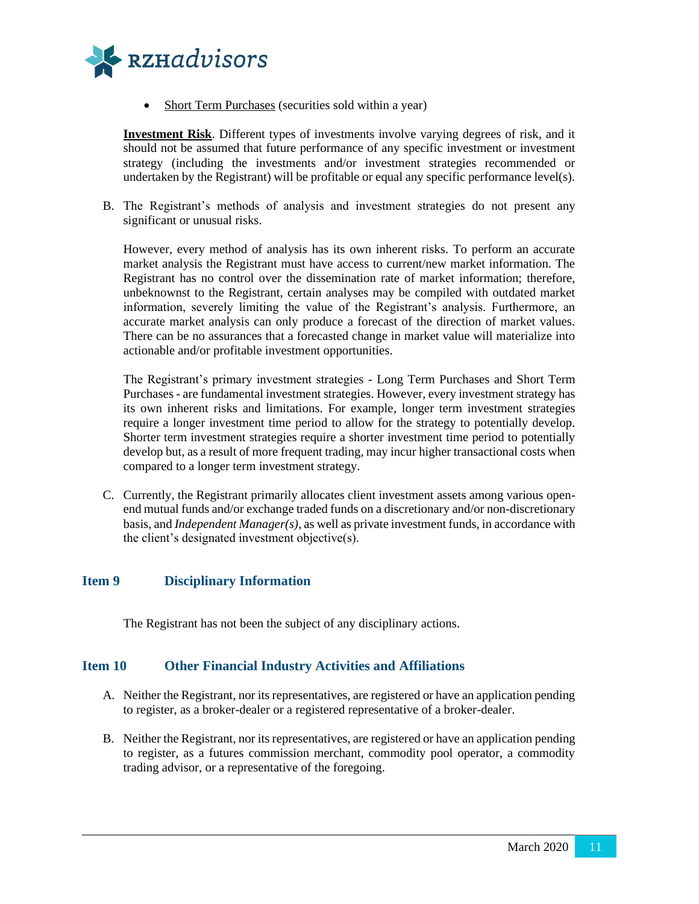- Short Term Purchases (securities sold within a year)

**Investment Risk**. Different types of investments involve varying degrees of risk, and it should not be assumed that future performance of any specific investment or investment strategy (including the investments and/or investment strategies recommended or undertaken by the Registrant) will be profitable or equal any specific performance level(s).

B. The Registrant's methods of analysis and investment strategies do not present any significant or unusual risks.

However, every method of analysis has its own inherent risks. To perform an accurate market analysis the Registrant must have access to current/new market information. The Registrant has no control over the dissemination rate of market information; therefore, unbeknownst to the Registrant, certain analyses may be compiled with outdated market information, severely limiting the value of the Registrant's analysis. Furthermore, an accurate market analysis can only produce a forecast of the direction of market values. There can be no assurances that a forecasted change in market value will materialize into actionable and/or profitable investment opportunities.

The Registrant's primary investment strategies - Long Term Purchases and Short Term Purchases - are fundamental investment strategies. However, every investment strategy has its own inherent risks and limitations. For example, longer term investment strategies require a longer investment time period to allow for the strategy to potentially develop. Shorter term investment strategies require a shorter investment time period to potentially develop but, as a result of more frequent trading, may incur higher transactional costs when compared to a longer term investment strategy.

C. Currently, the Registrant primarily allocates client investment assets among various open-end mutual funds and/or exchange traded funds on a discretionary and/or non-discretionary basis, and *Independent Manager(s)*, as well as private investment funds, in accordance with the client's designated investment objective(s).

## Item 9 Disciplinary Information

The Registrant has not been the subject of any disciplinary actions.

## Item 10 Other Financial Industry Activities and Affiliations

A. Neither the Registrant, nor its representatives, are registered or have an application pending to register, as a broker-dealer or a registered representative of a broker-dealer.

B. Neither the Registrant, nor its representatives, are registered or have an application pending to register, as a futures commission merchant, commodity pool operator, a commodity trading advisor, or a representative of the foregoing.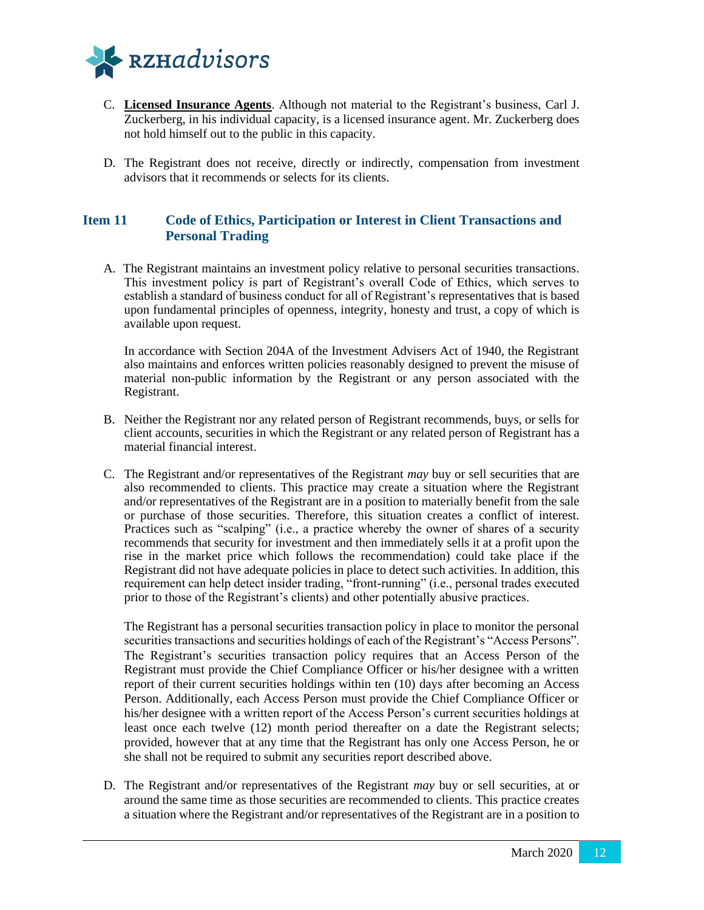C. **Licensed Insurance Agents**. Although not material to the Registrant's business, Carl J. Zuckerberg, in his individual capacity, is a licensed insurance agent. Mr. Zuckerberg does not hold himself out to the public in this capacity.

D. The Registrant does not receive, directly or indirectly, compensation from investment advisors that it recommends or selects for its clients.

## Item 11 Code of Ethics, Participation or Interest in Client Transactions and Personal Trading

A. The Registrant maintains an investment policy relative to personal securities transactions. This investment policy is part of Registrant's overall Code of Ethics, which serves to establish a standard of business conduct for all of Registrant's representatives that is based upon fundamental principles of openness, integrity, honesty and trust, a copy of which is available upon request.

In accordance with Section 204A of the Investment Advisers Act of 1940, the Registrant also maintains and enforces written policies reasonably designed to prevent the misuse of material non-public information by the Registrant or any person associated with the Registrant.

B. Neither the Registrant nor any related person of Registrant recommends, buys, or sells for client accounts, securities in which the Registrant or any related person of Registrant has a material financial interest.

C. The Registrant and/or representatives of the Registrant *may* buy or sell securities that are also recommended to clients. This practice may create a situation where the Registrant and/or representatives of the Registrant are in a position to materially benefit from the sale or purchase of those securities. Therefore, this situation creates a conflict of interest. Practices such as "scalping" (i.e., a practice whereby the owner of shares of a security recommends that security for investment and then immediately sells it at a profit upon the rise in the market price which follows the recommendation) could take place if the Registrant did not have adequate policies in place to detect such activities. In addition, this requirement can help detect insider trading, "front-running" (i.e., personal trades executed prior to those of the Registrant's clients) and other potentially abusive practices.

The Registrant has a personal securities transaction policy in place to monitor the personal securities transactions and securities holdings of each of the Registrant's "Access Persons". The Registrant's securities transaction policy requires that an Access Person of the Registrant must provide the Chief Compliance Officer or his/her designee with a written report of their current securities holdings within ten (10) days after becoming an Access Person. Additionally, each Access Person must provide the Chief Compliance Officer or his/her designee with a written report of the Access Person's current securities holdings at least once each twelve (12) month period thereafter on a date the Registrant selects; provided, however that at any time that the Registrant has only one Access Person, he or she shall not be required to submit any securities report described above.

D. The Registrant and/or representatives of the Registrant *may* buy or sell securities, at or around the same time as those securities are recommended to clients. This practice creates a situation where the Registrant and/or representatives of the Registrant are in a position to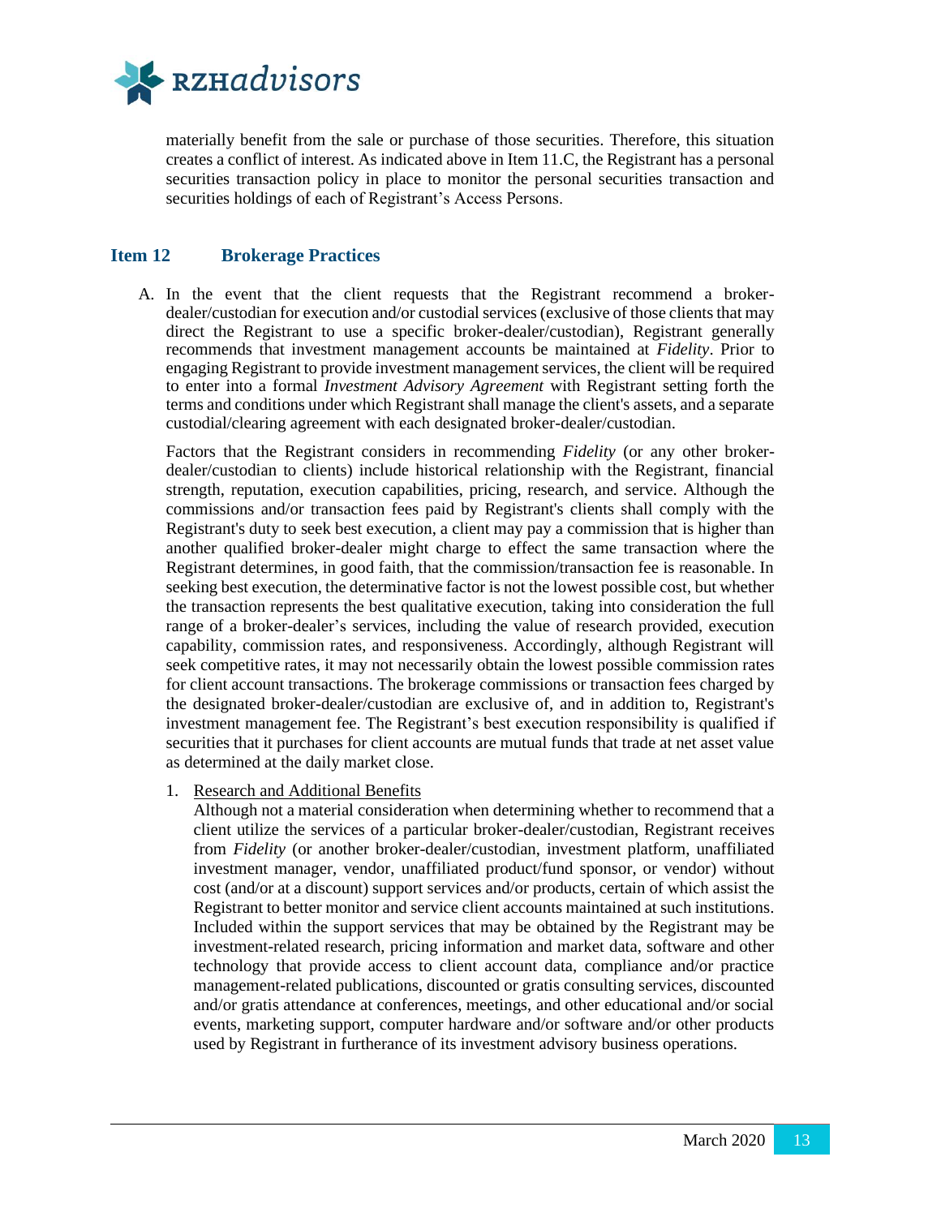materially benefit from the sale or purchase of those securities. Therefore, this situation creates a conflict of interest. As indicated above in Item 11.C, the Registrant has a personal securities transaction policy in place to monitor the personal securities transaction and securities holdings of each of Registrant's Access Persons.

## Item 12 Brokerage Practices

A. In the event that the client requests that the Registrant recommend a broker-dealer/custodian for execution and/or custodial services (exclusive of those clients that may direct the Registrant to use a specific broker-dealer/custodian), Registrant generally recommends that investment management accounts be maintained at *Fidelity*. Prior to engaging Registrant to provide investment management services, the client will be required to enter into a formal *Investment Advisory Agreement* with Registrant setting forth the terms and conditions under which Registrant shall manage the client's assets, and a separate custodial/clearing agreement with each designated broker-dealer/custodian.

   Factors that the Registrant considers in recommending *Fidelity* (or any other broker-dealer/custodian to clients) include historical relationship with the Registrant, financial strength, reputation, execution capabilities, pricing, research, and service. Although the commissions and/or transaction fees paid by Registrant's clients shall comply with the Registrant's duty to seek best execution, a client may pay a commission that is higher than another qualified broker-dealer might charge to effect the same transaction where the Registrant determines, in good faith, that the commission/transaction fee is reasonable. In seeking best execution, the determinative factor is not the lowest possible cost, but whether the transaction represents the best qualitative execution, taking into consideration the full range of a broker-dealer's services, including the value of research provided, execution capability, commission rates, and responsiveness. Accordingly, although Registrant will seek competitive rates, it may not necessarily obtain the lowest possible commission rates for client account transactions. The brokerage commissions or transaction fees charged by the designated broker-dealer/custodian are exclusive of, and in addition to, Registrant's investment management fee. The Registrant's best execution responsibility is qualified if securities that it purchases for client accounts are mutual funds that trade at net asset value as determined at the daily market close.

   1. Research and Additional Benefits
      Although not a material consideration when determining whether to recommend that a client utilize the services of a particular broker-dealer/custodian, Registrant receives from *Fidelity* (or another broker-dealer/custodian, investment platform, unaffiliated investment manager, vendor, unaffiliated product/fund sponsor, or vendor) without cost (and/or at a discount) support services and/or products, certain of which assist the Registrant to better monitor and service client accounts maintained at such institutions. Included within the support services that may be obtained by the Registrant may be investment-related research, pricing information and market data, software and other technology that provide access to client account data, compliance and/or practice management-related publications, discounted or gratis consulting services, discounted and/or gratis attendance at conferences, meetings, and other educational and/or social events, marketing support, computer hardware and/or software and/or other products used by Registrant in furtherance of its investment advisory business operations.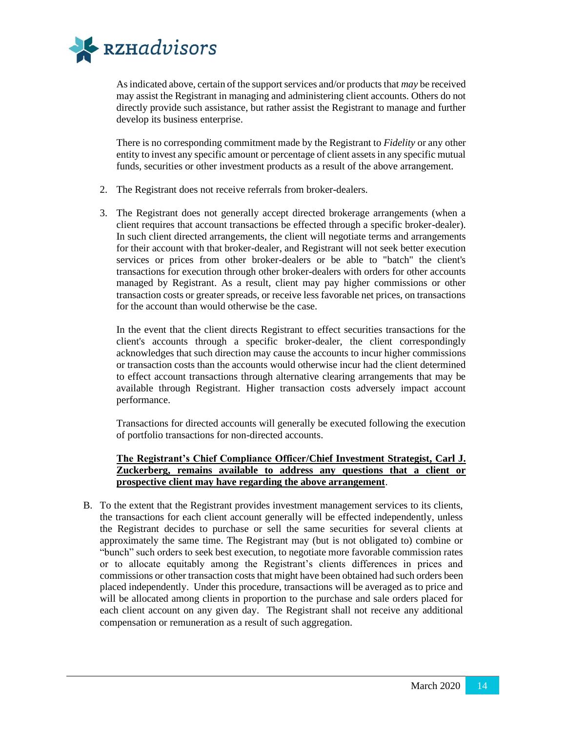As indicated above, certain of the support services and/or products that *may* be received may assist the Registrant in managing and administering client accounts. Others do not directly provide such assistance, but rather assist the Registrant to manage and further develop its business enterprise.

There is no corresponding commitment made by the Registrant to *Fidelity* or any other entity to invest any specific amount or percentage of client assets in any specific mutual funds, securities or other investment products as a result of the above arrangement.

2. The Registrant does not receive referrals from broker-dealers.

3. The Registrant does not generally accept directed brokerage arrangements (when a client requires that account transactions be effected through a specific broker-dealer). In such client directed arrangements, the client will negotiate terms and arrangements for their account with that broker-dealer, and Registrant will not seek better execution services or prices from other broker-dealers or be able to "batch" the client's transactions for execution through other broker-dealers with orders for other accounts managed by Registrant. As a result, client may pay higher commissions or other transaction costs or greater spreads, or receive less favorable net prices, on transactions for the account than would otherwise be the case.

   In the event that the client directs Registrant to effect securities transactions for the client's accounts through a specific broker-dealer, the client correspondingly acknowledges that such direction may cause the accounts to incur higher commissions or transaction costs than the accounts would otherwise incur had the client determined to effect account transactions through alternative clearing arrangements that may be available through Registrant. Higher transaction costs adversely impact account performance.

   Transactions for directed accounts will generally be executed following the execution of portfolio transactions for non-directed accounts.

   **The Registrant's Chief Compliance Officer/Chief Investment Strategist, Carl J. Zuckerberg, remains available to address any questions that a client or prospective client may have regarding the above arrangement**.

B. To the extent that the Registrant provides investment management services to its clients, the transactions for each client account generally will be effected independently, unless the Registrant decides to purchase or sell the same securities for several clients at approximately the same time. The Registrant may (but is not obligated to) combine or "bunch" such orders to seek best execution, to negotiate more favorable commission rates or to allocate equitably among the Registrant's clients differences in prices and commissions or other transaction costs that might have been obtained had such orders been placed independently. Under this procedure, transactions will be averaged as to price and will be allocated among clients in proportion to the purchase and sale orders placed for each client account on any given day. The Registrant shall not receive any additional compensation or remuneration as a result of such aggregation.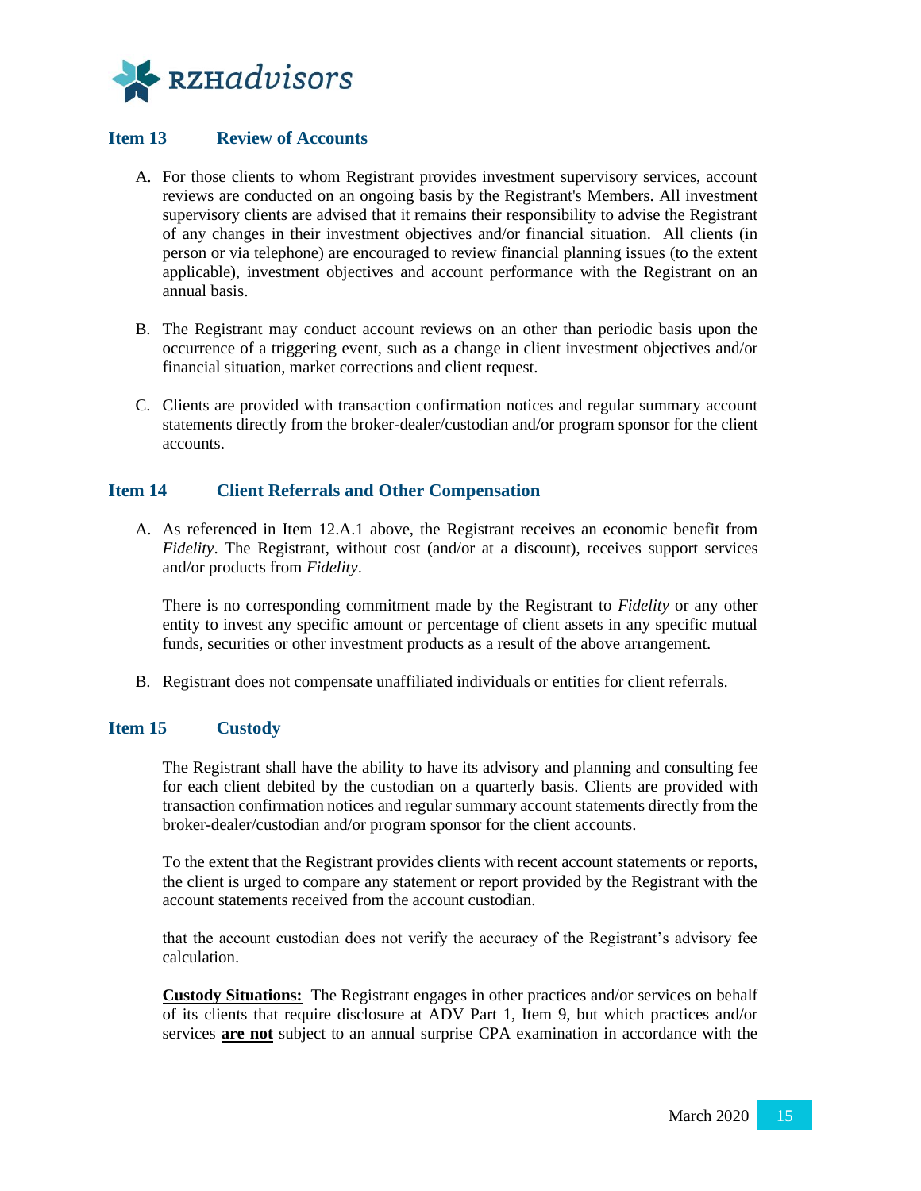## Item 13 Review of Accounts

A. For those clients to whom Registrant provides investment supervisory services, account reviews are conducted on an ongoing basis by the Registrant's Members. All investment supervisory clients are advised that it remains their responsibility to advise the Registrant of any changes in their investment objectives and/or financial situation. All clients (in person or via telephone) are encouraged to review financial planning issues (to the extent applicable), investment objectives and account performance with the Registrant on an annual basis.

B. The Registrant may conduct account reviews on an other than periodic basis upon the occurrence of a triggering event, such as a change in client investment objectives and/or financial situation, market corrections and client request.

C. Clients are provided with transaction confirmation notices and regular summary account statements directly from the broker-dealer/custodian and/or program sponsor for the client accounts.

## Item 14 Client Referrals and Other Compensation

A. As referenced in Item 12.A.1 above, the Registrant receives an economic benefit from *Fidelity*. The Registrant, without cost (and/or at a discount), receives support services and/or products from *Fidelity*.

   There is no corresponding commitment made by the Registrant to *Fidelity* or any other entity to invest any specific amount or percentage of client assets in any specific mutual funds, securities or other investment products as a result of the above arrangement.

B. Registrant does not compensate unaffiliated individuals or entities for client referrals.

## Item 15 Custody

The Registrant shall have the ability to have its advisory and planning and consulting fee for each client debited by the custodian on a quarterly basis. Clients are provided with transaction confirmation notices and regular summary account statements directly from the broker-dealer/custodian and/or program sponsor for the client accounts.

To the extent that the Registrant provides clients with recent account statements or reports, the client is urged to compare any statement or report provided by the Registrant with the account statements received from the account custodian.

that the account custodian does not verify the accuracy of the Registrant's advisory fee calculation.

**Custody Situations:** The Registrant engages in other practices and/or services on behalf of its clients that require disclosure at ADV Part 1, Item 9, but which practices and/or services **are not** subject to an annual surprise CPA examination in accordance with the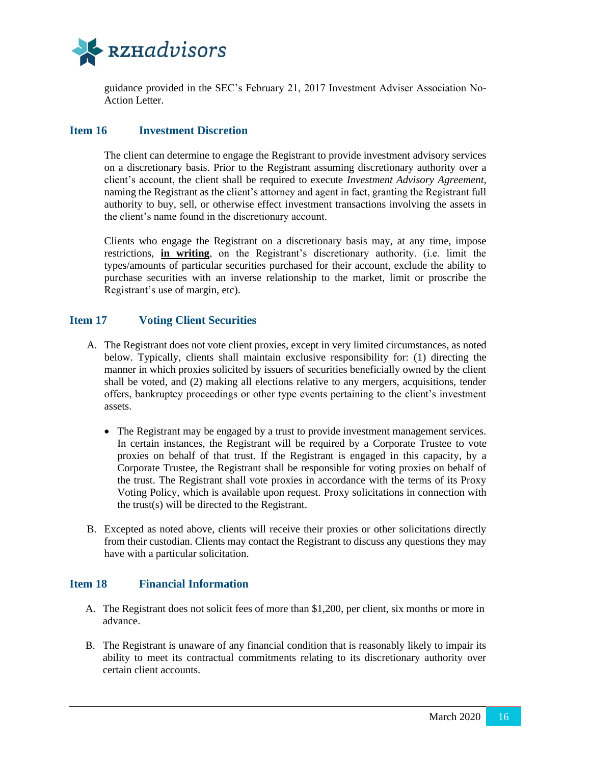guidance provided in the SEC's February 21, 2017 Investment Adviser Association No-Action Letter.

## Item 16 Investment Discretion

The client can determine to engage the Registrant to provide investment advisory services on a discretionary basis. Prior to the Registrant assuming discretionary authority over a client's account, the client shall be required to execute *Investment Advisory Agreement*, naming the Registrant as the client's attorney and agent in fact, granting the Registrant full authority to buy, sell, or otherwise effect investment transactions involving the assets in the client's name found in the discretionary account.

Clients who engage the Registrant on a discretionary basis may, at any time, impose restrictions, **in writing**, on the Registrant's discretionary authority. (i.e. limit the types/amounts of particular securities purchased for their account, exclude the ability to purchase securities with an inverse relationship to the market, limit or proscribe the Registrant's use of margin, etc).

## Item 17 Voting Client Securities

A. The Registrant does not vote client proxies, except in very limited circumstances, as noted below. Typically, clients shall maintain exclusive responsibility for: (1) directing the manner in which proxies solicited by issuers of securities beneficially owned by the client shall be voted, and (2) making all elections relative to any mergers, acquisitions, tender offers, bankruptcy proceedings or other type events pertaining to the client's investment assets.

   - The Registrant may be engaged by a trust to provide investment management services. In certain instances, the Registrant will be required by a Corporate Trustee to vote proxies on behalf of that trust. If the Registrant is engaged in this capacity, by a Corporate Trustee, the Registrant shall be responsible for voting proxies on behalf of the trust. The Registrant shall vote proxies in accordance with the terms of its Proxy Voting Policy, which is available upon request. Proxy solicitations in connection with the trust(s) will be directed to the Registrant.

B. Excepted as noted above, clients will receive their proxies or other solicitations directly from their custodian. Clients may contact the Registrant to discuss any questions they may have with a particular solicitation.

## Item 18 Financial Information

A. The Registrant does not solicit fees of more than $1,200, per client, six months or more in advance.

B. The Registrant is unaware of any financial condition that is reasonably likely to impair its ability to meet its contractual commitments relating to its discretionary authority over certain client accounts.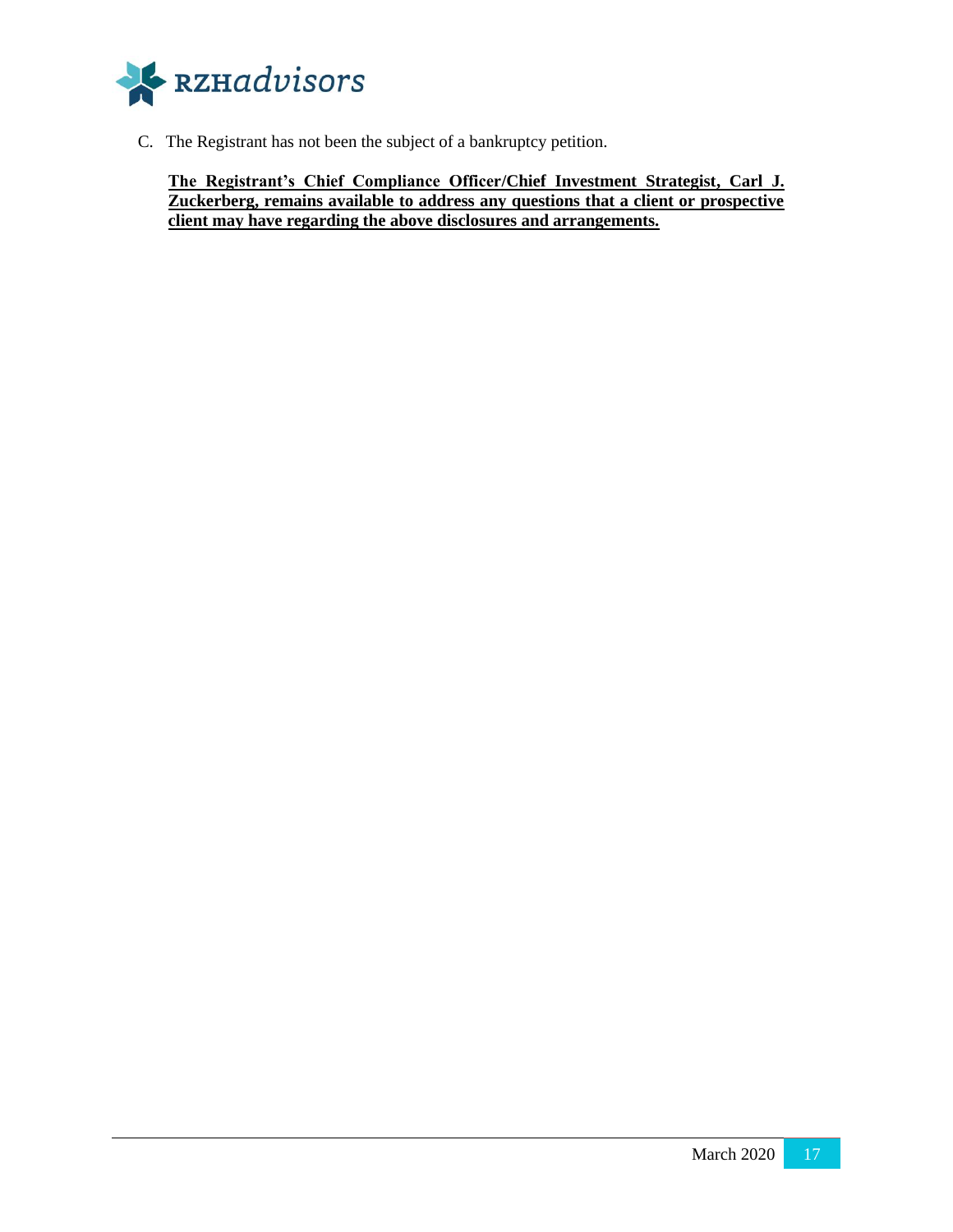C. The Registrant has not been the subject of a bankruptcy petition.

**The Registrant's Chief Compliance Officer/Chief Investment Strategist, Carl J. Zuckerberg, remains available to address any questions that a client or prospective client may have regarding the above disclosures and arrangements.**